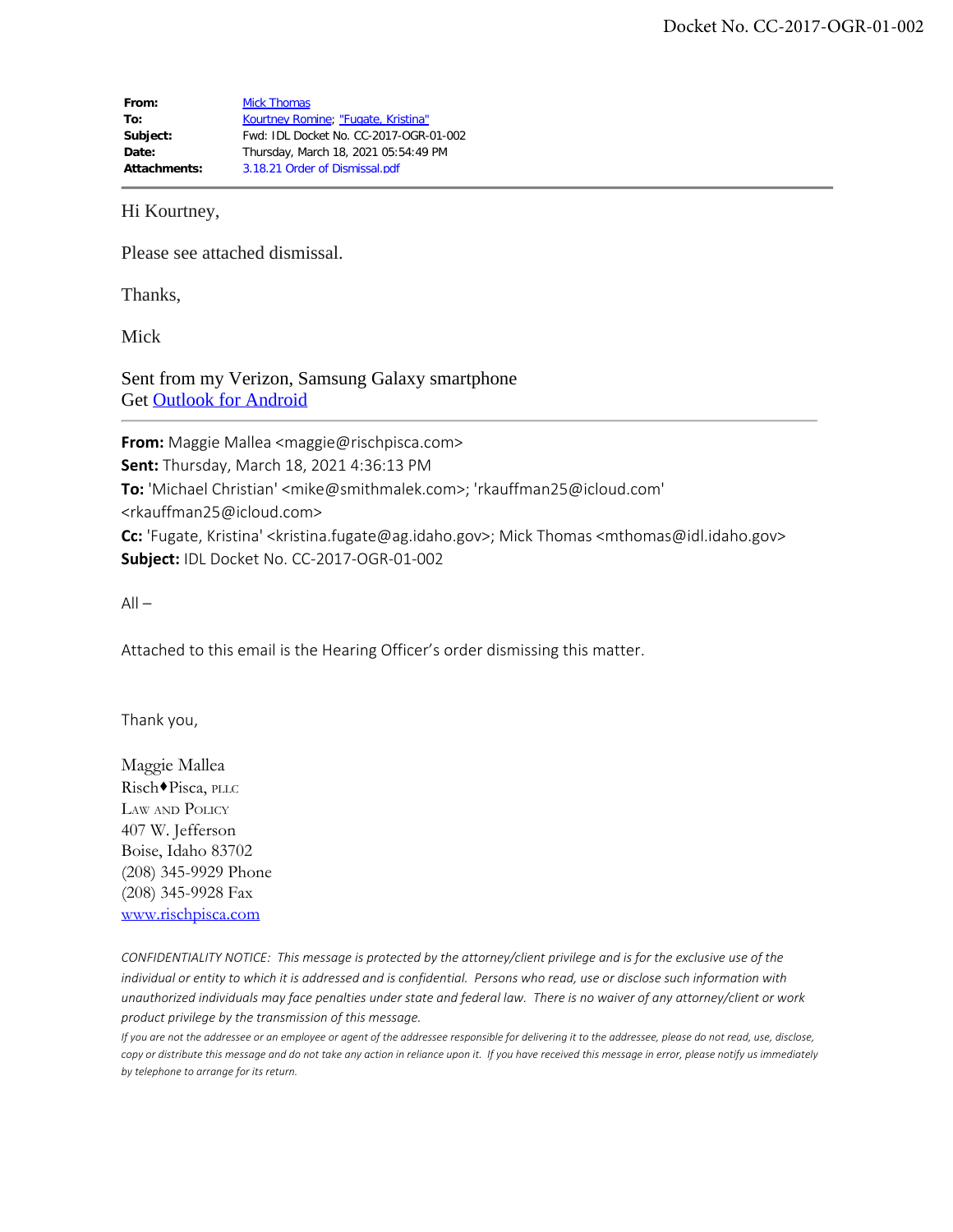Docket No. CC-2017-OGR-01-002

| | |
|---|---|
| **From:** | Mick Thomas |
| **To:** | Kourtney Romine; "Fugate, Kristina" |
| **Subject:** | Fwd: IDL Docket No. CC-2017-OGR-01-002 |
| **Date:** | Thursday, March 18, 2021 05:54:49 PM |
| **Attachments:** | 3.18.21 Order of Dismissal.pdf |

Hi Kourtney,

Please see attached dismissal.

Thanks,

Mick

Sent from my Verizon, Samsung Galaxy smartphone
Get Outlook for Android

---

**From:** Maggie Mallea <maggie@rischpisca.com>
**Sent:** Thursday, March 18, 2021 4:36:13 PM
**To:** 'Michael Christian' <mike@smithmalek.com>; 'rkauffman25@icloud.com' <rkauffman25@icloud.com>
**Cc:** 'Fugate, Kristina' <kristina.fugate@ag.idaho.gov>; Mick Thomas <mthomas@idl.idaho.gov>
**Subject:** IDL Docket No. CC-2017-OGR-01-002

All –

Attached to this email is the Hearing Officer's order dismissing this matter.

Thank you,

Maggie Mallea
Risch♦Pisca, PLLC
Law and Policy
407 W. Jefferson
Boise, Idaho 83702
(208) 345-9929 Phone
(208) 345-9928 Fax
www.rischpisca.com

*CONFIDENTIALITY NOTICE: This message is protected by the attorney/client privilege and is for the exclusive use of the individual or entity to which it is addressed and is confidential. Persons who read, use or disclose such information with unauthorized individuals may face penalties under state and federal law. There is no waiver of any attorney/client or work product privilege by the transmission of this message.*

*If you are not the addressee or an employee or agent of the addressee responsible for delivering it to the addressee, please do not read, use, disclose, copy or distribute this message and do not take any action in reliance upon it. If you have received this message in error, please notify us immediately by telephone to arrange for its return.*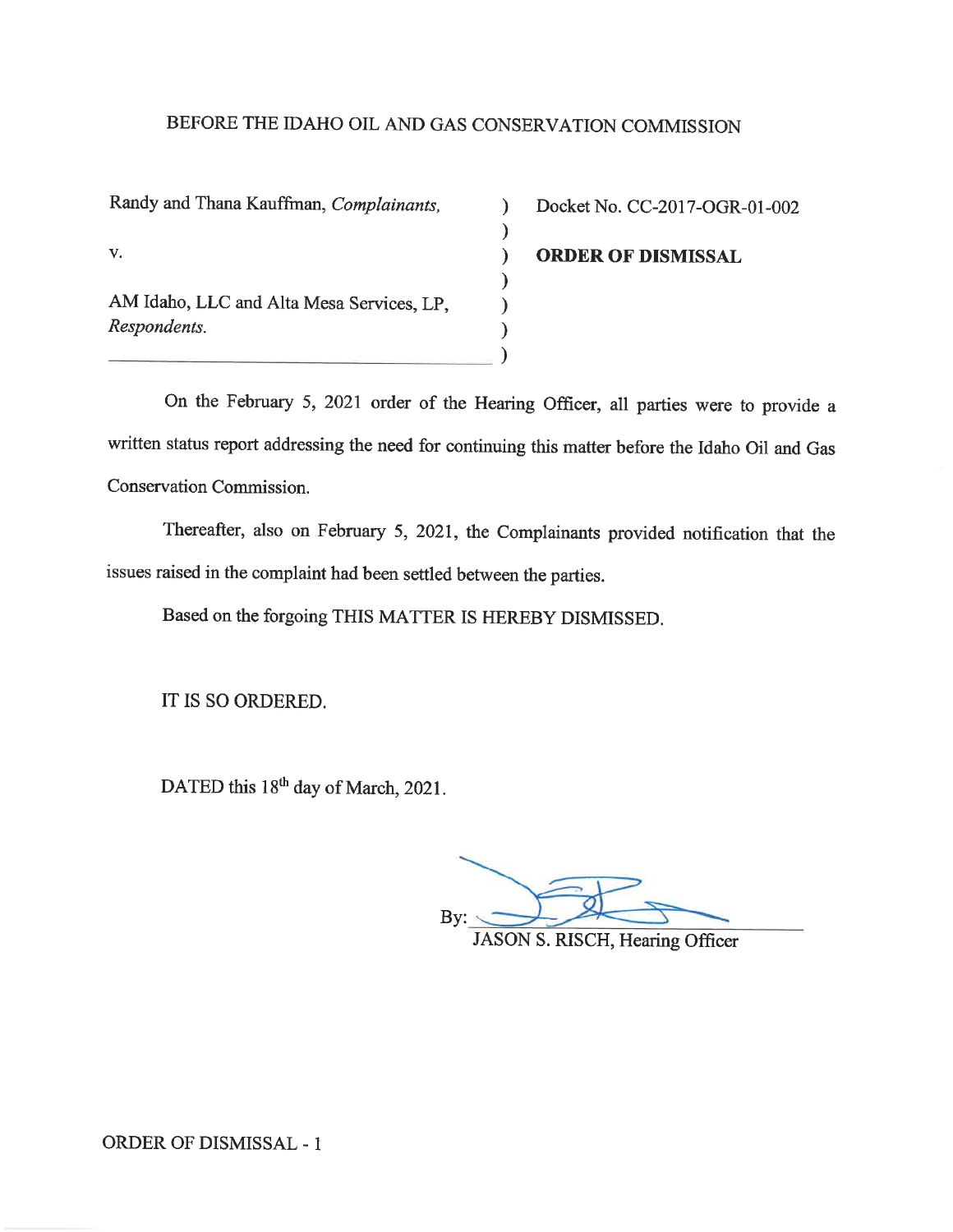BEFORE THE IDAHO OIL AND GAS CONSERVATION COMMISSION

| | | |
|---|---|---|
| Randy and Thana Kauffman, *Complainants,* | ) | Docket No. CC-2017-OGR-01-002 |
| | ) | |
| v. | ) | **ORDER OF DISMISSAL** |
| | ) | |
| AM Idaho, LLC and Alta Mesa Services, LP, *Respondents.* | ) | |
| | ) | |

On the February 5, 2021 order of the Hearing Officer, all parties were to provide a written status report addressing the need for continuing this matter before the Idaho Oil and Gas Conservation Commission.

Thereafter, also on February 5, 2021, the Complainants provided notification that the issues raised in the complaint had been settled between the parties.

Based on the forgoing THIS MATTER IS HEREBY DISMISSED.

IT IS SO ORDERED.

DATED this 18th day of March, 2021.

By: ______________________________
JASON S. RISCH, Hearing Officer

ORDER OF DISMISSAL - 1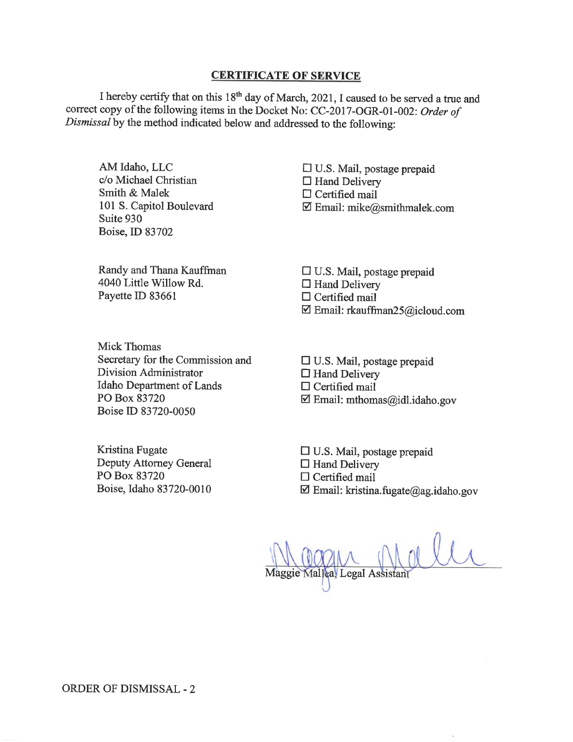**CERTIFICATE OF SERVICE**

I hereby certify that on this 18th day of March, 2021, I caused to be served a true and correct copy of the following items in the Docket No: CC-2017-OGR-01-002: *Order of Dismissal* by the method indicated below and addressed to the following:

| | |
|---|---|
| AM Idaho, LLC<br>c/o Michael Christian<br>Smith & Malek<br>101 S. Capitol Boulevard<br>Suite 930<br>Boise, ID 83702 | ☐ U.S. Mail, postage prepaid<br>☐ Hand Delivery<br>☐ Certified mail<br>☑ Email: mike@smithmalek.com |
| Randy and Thana Kauffman<br>4040 Little Willow Rd.<br>Payette ID 83661 | ☐ U.S. Mail, postage prepaid<br>☐ Hand Delivery<br>☐ Certified mail<br>☑ Email: rkauffman25@icloud.com |
| Mick Thomas<br>Secretary for the Commission and Division Administrator<br>Idaho Department of Lands<br>PO Box 83720<br>Boise ID 83720-0050 | ☐ U.S. Mail, postage prepaid<br>☐ Hand Delivery<br>☐ Certified mail<br>☑ Email: mthomas@idl.idaho.gov |
| Kristina Fugate<br>Deputy Attorney General<br>PO Box 83720<br>Boise, Idaho 83720-0010 | ☐ U.S. Mail, postage prepaid<br>☐ Hand Delivery<br>☐ Certified mail<br>☑ Email: kristina.fugate@ag.idaho.gov |

Maggie Mallea, Legal Assistant

ORDER OF DISMISSAL - 2